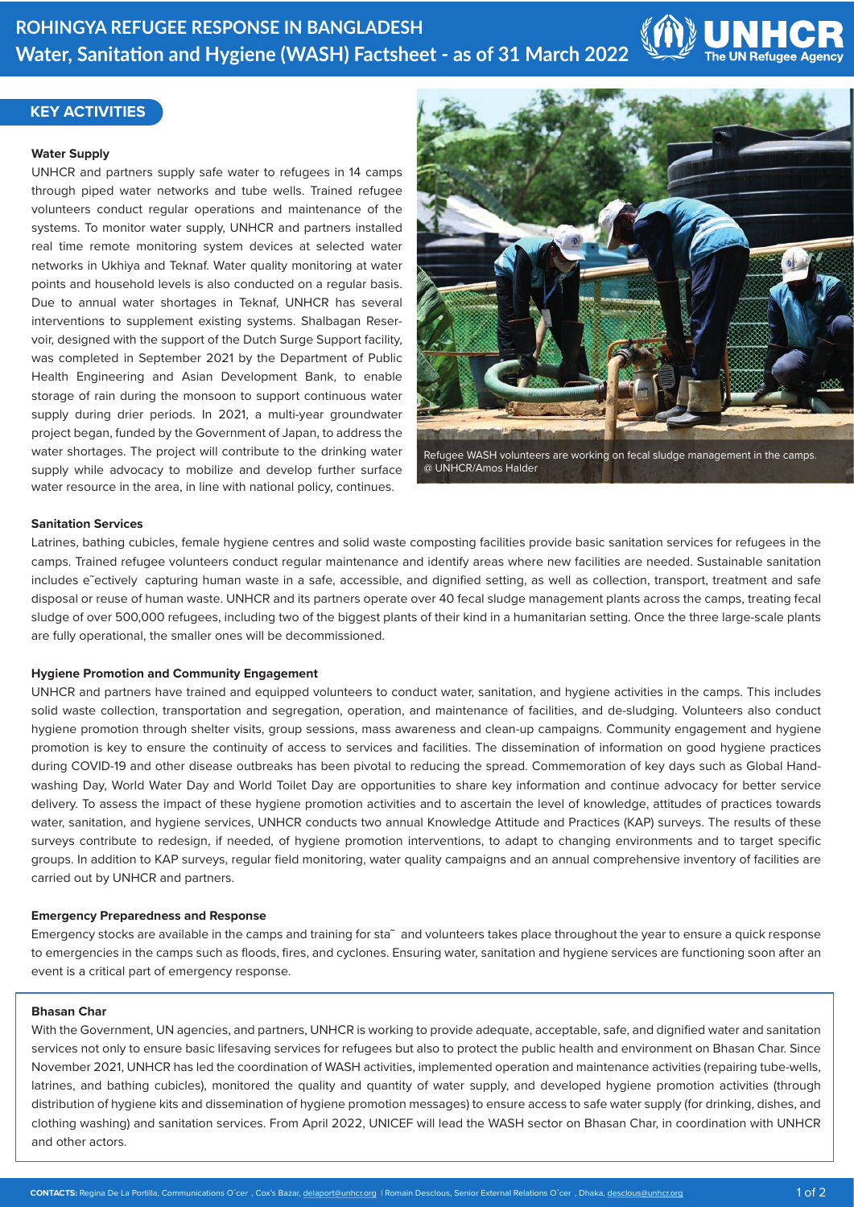# ROHINGYA REFUGEE RESPONSE IN BANGLADESH
## Water, Sanitation and Hygiene (WASH) Factsheet - as of 31 March 2022

## KEY ACTIVITIES

### Water Supply

UNHCR and partners supply safe water to refugees in 14 camps through piped water networks and tube wells. Trained refugee volunteers conduct regular operations and maintenance of the systems. To monitor water supply, UNHCR and partners installed real time remote monitoring system devices at selected water networks in Ukhiya and Teknaf. Water quality monitoring at water points and household levels is also conducted on a regular basis. Due to annual water shortages in Teknaf, UNHCR has several interventions to supplement existing systems. Shalbagan Reservoir, designed with the support of the Dutch Surge Support facility, was completed in September 2021 by the Department of Public Health Engineering and Asian Development Bank, to enable storage of rain during the monsoon to support continuous water supply during drier periods. In 2021, a multi-year groundwater project began, funded by the Government of Japan, to address the water shortages. The project will contribute to the drinking water supply while advocacy to mobilize and develop further surface water resource in the area, in line with national policy, continues.

Refugee WASH volunteers are working on fecal sludge management in the camps. @ UNHCR/Amos Halder

### Sanitation Services

Latrines, bathing cubicles, female hygiene centres and solid waste composting facilities provide basic sanitation services for refugees in the camps. Trained refugee volunteers conduct regular maintenance and identify areas where new facilities are needed. Sustainable sanitation includes e˜ectively capturing human waste in a safe, accessible, and dignified setting, as well as collection, transport, treatment and safe disposal or reuse of human waste. UNHCR and its partners operate over 40 fecal sludge management plants across the camps, treating fecal sludge of over 500,000 refugees, including two of the biggest plants of their kind in a humanitarian setting. Once the three large-scale plants are fully operational, the smaller ones will be decommissioned.

### Hygiene Promotion and Community Engagement

UNHCR and partners have trained and equipped volunteers to conduct water, sanitation, and hygiene activities in the camps. This includes solid waste collection, transportation and segregation, operation, and maintenance of facilities, and de-sludging. Volunteers also conduct hygiene promotion through shelter visits, group sessions, mass awareness and clean-up campaigns. Community engagement and hygiene promotion is key to ensure the continuity of access to services and facilities. The dissemination of information on good hygiene practices during COVID-19 and other disease outbreaks has been pivotal to reducing the spread. Commemoration of key days such as Global Handwashing Day, World Water Day and World Toilet Day are opportunities to share key information and continue advocacy for better service delivery. To assess the impact of these hygiene promotion activities and to ascertain the level of knowledge, attitudes of practices towards water, sanitation, and hygiene services, UNHCR conducts two annual Knowledge Attitude and Practices (KAP) surveys. The results of these surveys contribute to redesign, if needed, of hygiene promotion interventions, to adapt to changing environments and to target specific groups. In addition to KAP surveys, regular field monitoring, water quality campaigns and an annual comprehensive inventory of facilities are carried out by UNHCR and partners.

### Emergency Preparedness and Response

Emergency stocks are available in the camps and training for sta˜ and volunteers takes place throughout the year to ensure a quick response to emergencies in the camps such as floods, fires, and cyclones. Ensuring water, sanitation and hygiene services are functioning soon after an event is a critical part of emergency response.

### Bhasan Char

With the Government, UN agencies, and partners, UNHCR is working to provide adequate, acceptable, safe, and dignified water and sanitation services not only to ensure basic lifesaving services for refugees but also to protect the public health and environment on Bhasan Char. Since November 2021, UNHCR has led the coordination of WASH activities, implemented operation and maintenance activities (repairing tube-wells, latrines, and bathing cubicles), monitored the quality and quantity of water supply, and developed hygiene promotion activities (through distribution of hygiene kits and dissemination of hygiene promotion messages) to ensure access to safe water supply (for drinking, dishes, and clothing washing) and sanitation services. From April 2022, UNICEF will lead the WASH sector on Bhasan Char, in coordination with UNHCR and other actors.

**CONTACTS:** Regina De La Portilla, Communications O˜cer , Cox's Bazar, delaport@unhcr.org | Romain Desclous, Senior External Relations O˜cer , Dhaka, desclous@unhcr.org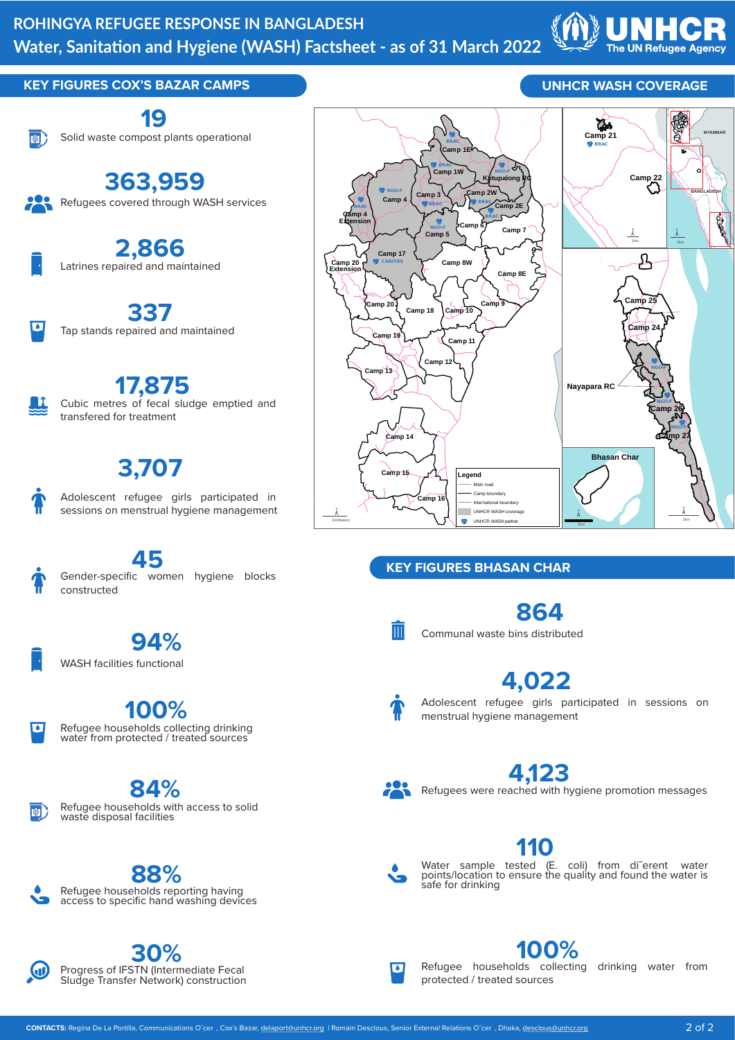# ROHINGYA REFUGEE RESPONSE IN BANGLADESH

## Water, Sanitation and Hygiene (WASH) Factsheet - as of 31 March 2022

## KEY FIGURES COX'S BAZAR CAMPS

**19**
Solid waste compost plants operational

**363,959**
Refugees covered through WASH services

**2,866**
Latrines repaired and maintained

**337**
Tap stands repaired and maintained

**17,875**
Cubic metres of fecal sludge emptied and transfered for treatment

**3,707**
Adolescent refugee girls participated in sessions on menstrual hygiene management

**45**
Gender-specific women hygiene blocks constructed

**94%**
WASH facilities functional

**100%**
Refugee households collecting drinking water from protected / treated sources

**84%**
Refugee households with access to solid waste disposal facilities

**88%**
Refugee households reporting having access to specific hand washing devices

**30%**
Progress of IFSTN (Intermediate Fecal Sludge Transfer Network) construction

## UNHCR WASH COVERAGE

Camp 1E, Camp 1W, Kutupalong RC, Camp 2W, Camp 2E, Camp 3, Camp 4, Camp 4 Extension, Camp 5, Camp 6, Camp 7, Camp 8W, Camp 8E, Camp 9, Camp 10, Camp 11, Camp 12, Camp 13, Camp 14, Camp 15, Camp 16, Camp 17, Camp 18, Camp 19, Camp 20, Camp 20 Extension, Camp 21, Camp 22, Camp 24, Camp 25, Camp 26, Camp 27, Nayapara RC, Bhasan Char

BRAC, NGO-F, CARITAS

MYANMAR, BANGLADESH

Legend: Main road; Camp boundary; International boundary; UNHCR WASH coverage; UNHCR WASH partner

500Meters; 1km; 4km; 3km; 1km

## KEY FIGURES BHASAN CHAR

**864**
Communal waste bins distributed

**4,022**
Adolescent refugee girls participated in sessions on menstrual hygiene management

**4,123**
Refugees were reached with hygiene promotion messages

**110**
Water sample tested (E. coli) from di˜erent water points/location to ensure the quality and found the water is safe for drinking

**100%**
Refugee households collecting drinking water from protected / treated sources

**CONTACTS:** Regina De La Portilla, Communications O˜cer , Cox's Bazar, delaport@unhcr.org | Romain Desclous, Senior External Relations O˜cer , Dhaka, desclous@unhcr.org